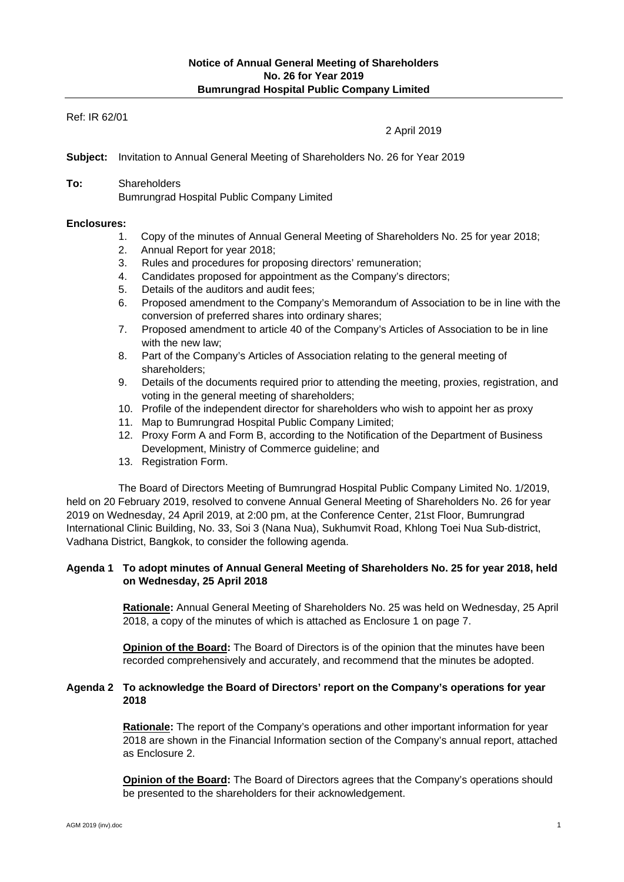**Notice of Annual General Meeting of Shareholders**
**No. 26 for Year 2019**
**Bumrungrad Hospital Public Company Limited**

Ref: IR 62/01

2 April 2019

**Subject:** Invitation to Annual General Meeting of Shareholders No. 26 for Year 2019

**To:** Shareholders
Bumrungrad Hospital Public Company Limited

**Enclosures:**

1. Copy of the minutes of Annual General Meeting of Shareholders No. 25 for year 2018;
2. Annual Report for year 2018;
3. Rules and procedures for proposing directors' remuneration;
4. Candidates proposed for appointment as the Company's directors;
5. Details of the auditors and audit fees;
6. Proposed amendment to the Company's Memorandum of Association to be in line with the conversion of preferred shares into ordinary shares;
7. Proposed amendment to article 40 of the Company's Articles of Association to be in line with the new law;
8. Part of the Company's Articles of Association relating to the general meeting of shareholders;
9. Details of the documents required prior to attending the meeting, proxies, registration, and voting in the general meeting of shareholders;
10. Profile of the independent director for shareholders who wish to appoint her as proxy
11. Map to Bumrungrad Hospital Public Company Limited;
12. Proxy Form A and Form B, according to the Notification of the Department of Business Development, Ministry of Commerce guideline; and
13. Registration Form.

The Board of Directors Meeting of Bumrungrad Hospital Public Company Limited No. 1/2019, held on 20 February 2019, resolved to convene Annual General Meeting of Shareholders No. 26 for year 2019 on Wednesday, 24 April 2019, at 2:00 pm, at the Conference Center, 21st Floor, Bumrungrad International Clinic Building, No. 33, Soi 3 (Nana Nua), Sukhumvit Road, Khlong Toei Nua Sub-district, Vadhana District, Bangkok, to consider the following agenda.

**Agenda 1 To adopt minutes of Annual General Meeting of Shareholders No. 25 for year 2018, held on Wednesday, 25 April 2018**

**Rationale:** Annual General Meeting of Shareholders No. 25 was held on Wednesday, 25 April 2018, a copy of the minutes of which is attached as Enclosure 1 on page 7.

**Opinion of the Board:** The Board of Directors is of the opinion that the minutes have been recorded comprehensively and accurately, and recommend that the minutes be adopted.

**Agenda 2 To acknowledge the Board of Directors' report on the Company's operations for year 2018**

**Rationale:** The report of the Company's operations and other important information for year 2018 are shown in the Financial Information section of the Company's annual report, attached as Enclosure 2.

**Opinion of the Board:** The Board of Directors agrees that the Company's operations should be presented to the shareholders for their acknowledgement.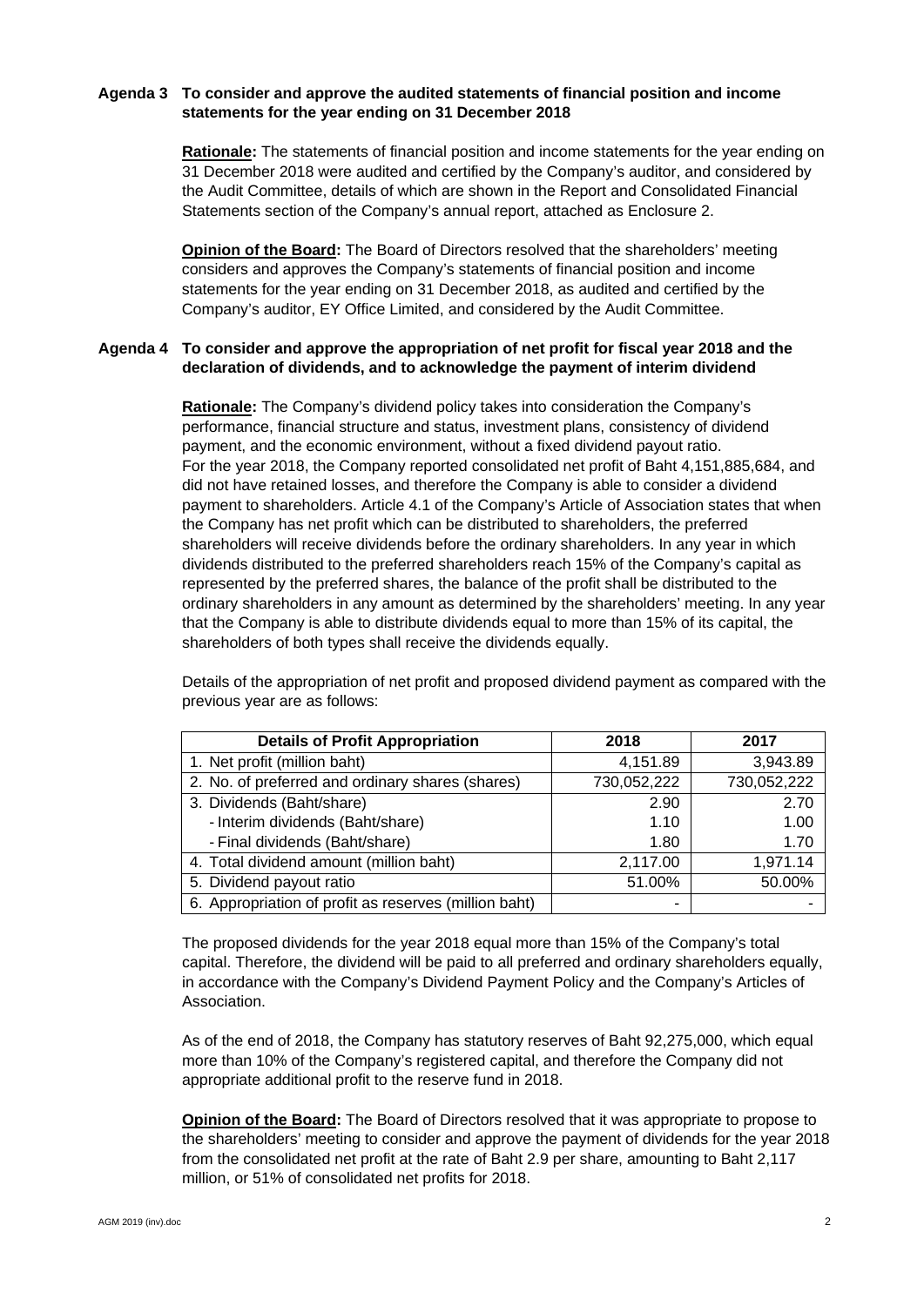**Agenda 3 To consider and approve the audited statements of financial position and income statements for the year ending on 31 December 2018**

**Rationale:** The statements of financial position and income statements for the year ending on 31 December 2018 were audited and certified by the Company's auditor, and considered by the Audit Committee, details of which are shown in the Report and Consolidated Financial Statements section of the Company's annual report, attached as Enclosure 2.

**Opinion of the Board:** The Board of Directors resolved that the shareholders' meeting considers and approves the Company's statements of financial position and income statements for the year ending on 31 December 2018, as audited and certified by the Company's auditor, EY Office Limited, and considered by the Audit Committee.

**Agenda 4 To consider and approve the appropriation of net profit for fiscal year 2018 and the declaration of dividends, and to acknowledge the payment of interim dividend**

**Rationale:** The Company's dividend policy takes into consideration the Company's performance, financial structure and status, investment plans, consistency of dividend payment, and the economic environment, without a fixed dividend payout ratio. For the year 2018, the Company reported consolidated net profit of Baht 4,151,885,684, and did not have retained losses, and therefore the Company is able to consider a dividend payment to shareholders. Article 4.1 of the Company's Article of Association states that when the Company has net profit which can be distributed to shareholders, the preferred shareholders will receive dividends before the ordinary shareholders. In any year in which dividends distributed to the preferred shareholders reach 15% of the Company's capital as represented by the preferred shares, the balance of the profit shall be distributed to the ordinary shareholders in any amount as determined by the shareholders' meeting. In any year that the Company is able to distribute dividends equal to more than 15% of its capital, the shareholders of both types shall receive the dividends equally.

Details of the appropriation of net profit and proposed dividend payment as compared with the previous year are as follows:

| Details of Profit Appropriation | 2018 | 2017 |
|---|---|---|
| 1. Net profit (million baht) | 4,151.89 | 3,943.89 |
| 2. No. of preferred and ordinary shares (shares) | 730,052,222 | 730,052,222 |
| 3. Dividends (Baht/share) | 2.90 | 2.70 |
| - Interim dividends (Baht/share) | 1.10 | 1.00 |
| - Final dividends (Baht/share) | 1.80 | 1.70 |
| 4. Total dividend amount (million baht) | 2,117.00 | 1,971.14 |
| 5. Dividend payout ratio | 51.00% | 50.00% |
| 6. Appropriation of profit as reserves (million baht) | - | - |

The proposed dividends for the year 2018 equal more than 15% of the Company's total capital. Therefore, the dividend will be paid to all preferred and ordinary shareholders equally, in accordance with the Company's Dividend Payment Policy and the Company's Articles of Association.

As of the end of 2018, the Company has statutory reserves of Baht 92,275,000, which equal more than 10% of the Company's registered capital, and therefore the Company did not appropriate additional profit to the reserve fund in 2018.

**Opinion of the Board:** The Board of Directors resolved that it was appropriate to propose to the shareholders' meeting to consider and approve the payment of dividends for the year 2018 from the consolidated net profit at the rate of Baht 2.9 per share, amounting to Baht 2,117 million, or 51% of consolidated net profits for 2018.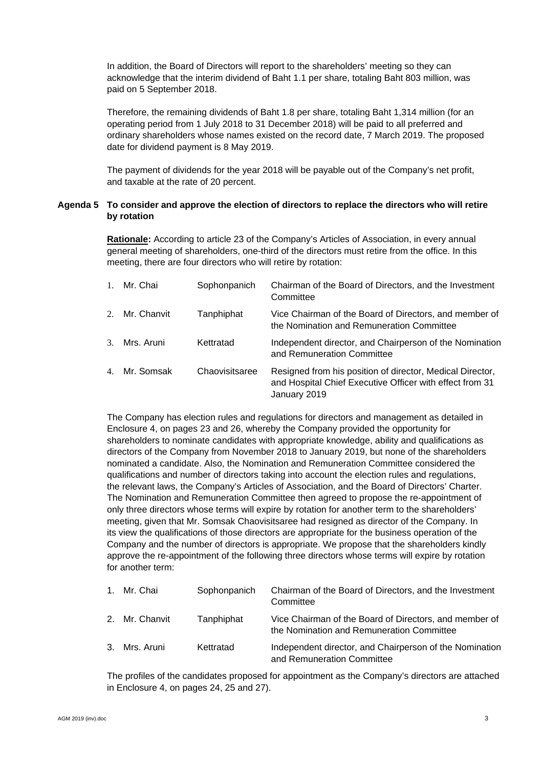In addition, the Board of Directors will report to the shareholders' meeting so they can acknowledge that the interim dividend of Baht 1.1 per share, totaling Baht 803 million, was paid on 5 September 2018.

Therefore, the remaining dividends of Baht 1.8 per share, totaling Baht 1,314 million (for an operating period from 1 July 2018 to 31 December 2018) will be paid to all preferred and ordinary shareholders whose names existed on the record date, 7 March 2019. The proposed date for dividend payment is 8 May 2019.

The payment of dividends for the year 2018 will be payable out of the Company's net profit, and taxable at the rate of 20 percent.

**Agenda 5 To consider and approve the election of directors to replace the directors who will retire by rotation**

**Rationale:** According to article 23 of the Company's Articles of Association, in every annual general meeting of shareholders, one-third of the directors must retire from the office. In this meeting, there are four directors who will retire by rotation:

| | Name | Surname | Position |
|---|---|---|---|
| 1. | Mr. Chai | Sophonpanich | Chairman of the Board of Directors, and the Investment Committee |
| 2. | Mr. Chanvit | Tanphiphat | Vice Chairman of the Board of Directors, and member of the Nomination and Remuneration Committee |
| 3. | Mrs. Aruni | Kettratad | Independent director, and Chairperson of the Nomination and Remuneration Committee |
| 4. | Mr. Somsak | Chaovisitsaree | Resigned from his position of director, Medical Director, and Hospital Chief Executive Officer with effect from 31 January 2019 |

The Company has election rules and regulations for directors and management as detailed in Enclosure 4, on pages 23 and 26, whereby the Company provided the opportunity for shareholders to nominate candidates with appropriate knowledge, ability and qualifications as directors of the Company from November 2018 to January 2019, but none of the shareholders nominated a candidate. Also, the Nomination and Remuneration Committee considered the qualifications and number of directors taking into account the election rules and regulations, the relevant laws, the Company's Articles of Association, and the Board of Directors' Charter. The Nomination and Remuneration Committee then agreed to propose the re-appointment of only three directors whose terms will expire by rotation for another term to the shareholders' meeting, given that Mr. Somsak Chaovisitsaree had resigned as director of the Company. In its view the qualifications of those directors are appropriate for the business operation of the Company and the number of directors is appropriate. We propose that the shareholders kindly approve the re-appointment of the following three directors whose terms will expire by rotation for another term:

| | Name | Surname | Position |
|---|---|---|---|
| 1. | Mr. Chai | Sophonpanich | Chairman of the Board of Directors, and the Investment Committee |
| 2. | Mr. Chanvit | Tanphiphat | Vice Chairman of the Board of Directors, and member of the Nomination and Remuneration Committee |
| 3. | Mrs. Aruni | Kettratad | Independent director, and Chairperson of the Nomination and Remuneration Committee |

The profiles of the candidates proposed for appointment as the Company's directors are attached in Enclosure 4, on pages 24, 25 and 27).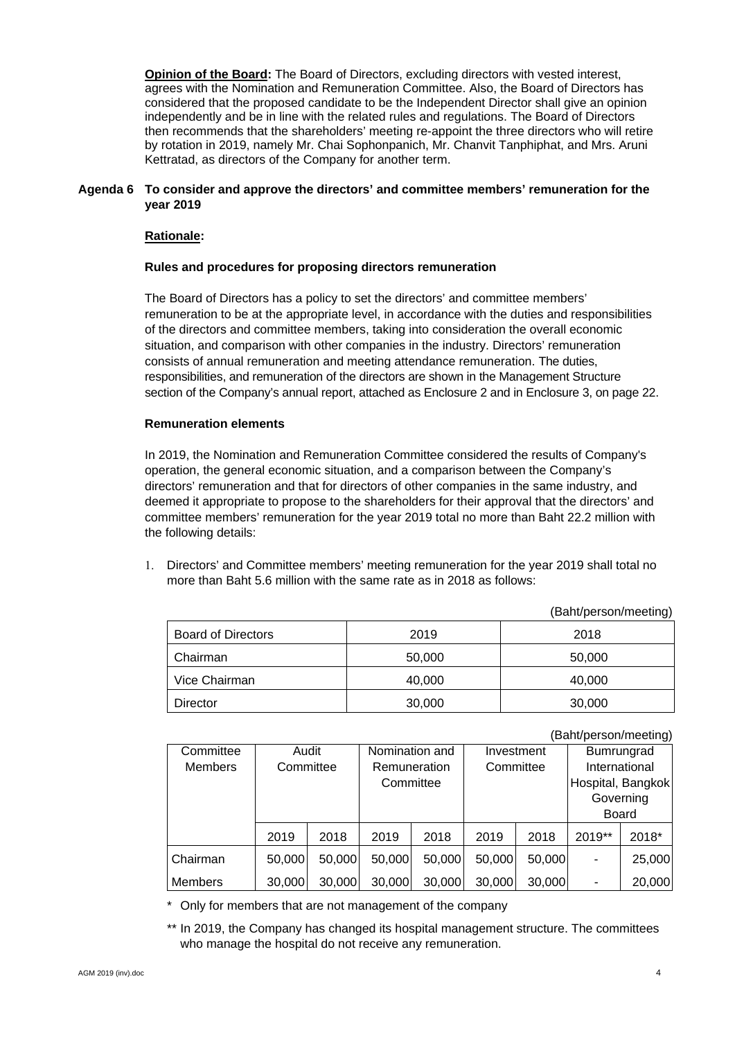**Opinion of the Board:** The Board of Directors, excluding directors with vested interest, agrees with the Nomination and Remuneration Committee. Also, the Board of Directors has considered that the proposed candidate to be the Independent Director shall give an opinion independently and be in line with the related rules and regulations. The Board of Directors then recommends that the shareholders' meeting re-appoint the three directors who will retire by rotation in 2019, namely Mr. Chai Sophonpanich, Mr. Chanvit Tanphiphat, and Mrs. Aruni Kettratad, as directors of the Company for another term.

**Agenda 6 To consider and approve the directors' and committee members' remuneration for the year 2019**

**Rationale:**

**Rules and procedures for proposing directors remuneration**

The Board of Directors has a policy to set the directors' and committee members' remuneration to be at the appropriate level, in accordance with the duties and responsibilities of the directors and committee members, taking into consideration the overall economic situation, and comparison with other companies in the industry. Directors' remuneration consists of annual remuneration and meeting attendance remuneration. The duties, responsibilities, and remuneration of the directors are shown in the Management Structure section of the Company's annual report, attached as Enclosure 2 and in Enclosure 3, on page 22.

**Remuneration elements**

In 2019, the Nomination and Remuneration Committee considered the results of Company's operation, the general economic situation, and a comparison between the Company's directors' remuneration and that for directors of other companies in the same industry, and deemed it appropriate to propose to the shareholders for their approval that the directors' and committee members' remuneration for the year 2019 total no more than Baht 22.2 million with the following details:

1. Directors' and Committee members' meeting remuneration for the year 2019 shall total no more than Baht 5.6 million with the same rate as in 2018 as follows:

(Baht/person/meeting)

| Board of Directors | 2019 | 2018 |
|---|---|---|
| Chairman | 50,000 | 50,000 |
| Vice Chairman | 40,000 | 40,000 |
| Director | 30,000 | 30,000 |

(Baht/person/meeting)

| Committee Members | Audit Committee | | Nomination and Remuneration Committee | | Investment Committee | | Bumrungrad International Hospital, Bangkok Governing Board | |
|---|---|---|---|---|---|---|---|---|
| | 2019 | 2018 | 2019 | 2018 | 2019 | 2018 | 2019** | 2018* |
| Chairman | 50,000 | 50,000 | 50,000 | 50,000 | 50,000 | 50,000 | - | 25,000 |
| Members | 30,000 | 30,000 | 30,000 | 30,000 | 30,000 | 30,000 | - | 20,000 |

\* Only for members that are not management of the company

** In 2019, the Company has changed its hospital management structure. The committees who manage the hospital do not receive any remuneration.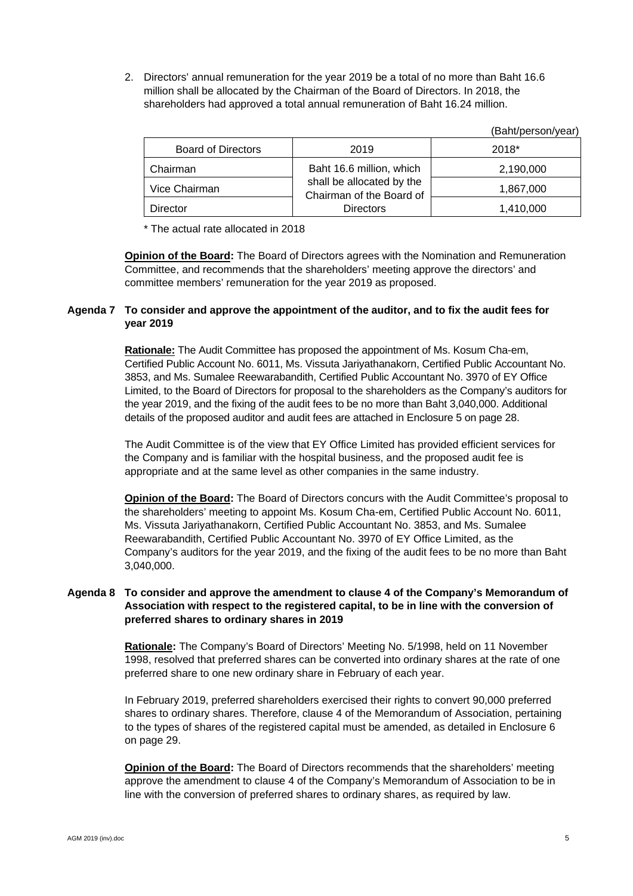2. Directors' annual remuneration for the year 2019 be a total of no more than Baht 16.6 million shall be allocated by the Chairman of the Board of Directors. In 2018, the shareholders had approved a total annual remuneration of Baht 16.24 million.

(Baht/person/year)

| Board of Directors | 2019 | 2018* |
|---|---|---|
| Chairman | Baht 16.6 million, which shall be allocated by the Chairman of the Board of Directors | 2,190,000 |
| Vice Chairman | | 1,867,000 |
| Director | | 1,410,000 |

\* The actual rate allocated in 2018

**Opinion of the Board:** The Board of Directors agrees with the Nomination and Remuneration Committee, and recommends that the shareholders' meeting approve the directors' and committee members' remuneration for the year 2019 as proposed.

**Agenda 7 To consider and approve the appointment of the auditor, and to fix the audit fees for year 2019**

**Rationale:** The Audit Committee has proposed the appointment of Ms. Kosum Cha-em, Certified Public Account No. 6011, Ms. Vissuta Jariyathanakorn, Certified Public Accountant No. 3853, and Ms. Sumalee Reewarabandith, Certified Public Accountant No. 3970 of EY Office Limited, to the Board of Directors for proposal to the shareholders as the Company's auditors for the year 2019, and the fixing of the audit fees to be no more than Baht 3,040,000. Additional details of the proposed auditor and audit fees are attached in Enclosure 5 on page 28.

The Audit Committee is of the view that EY Office Limited has provided efficient services for the Company and is familiar with the hospital business, and the proposed audit fee is appropriate and at the same level as other companies in the same industry.

**Opinion of the Board:** The Board of Directors concurs with the Audit Committee's proposal to the shareholders' meeting to appoint Ms. Kosum Cha-em, Certified Public Account No. 6011, Ms. Vissuta Jariyathanakorn, Certified Public Accountant No. 3853, and Ms. Sumalee Reewarabandith, Certified Public Accountant No. 3970 of EY Office Limited, as the Company's auditors for the year 2019, and the fixing of the audit fees to be no more than Baht 3,040,000.

**Agenda 8 To consider and approve the amendment to clause 4 of the Company's Memorandum of Association with respect to the registered capital, to be in line with the conversion of preferred shares to ordinary shares in 2019**

**Rationale:** The Company's Board of Directors' Meeting No. 5/1998, held on 11 November 1998, resolved that preferred shares can be converted into ordinary shares at the rate of one preferred share to one new ordinary share in February of each year.

In February 2019, preferred shareholders exercised their rights to convert 90,000 preferred shares to ordinary shares. Therefore, clause 4 of the Memorandum of Association, pertaining to the types of shares of the registered capital must be amended, as detailed in Enclosure 6 on page 29.

**Opinion of the Board:** The Board of Directors recommends that the shareholders' meeting approve the amendment to clause 4 of the Company's Memorandum of Association to be in line with the conversion of preferred shares to ordinary shares, as required by law.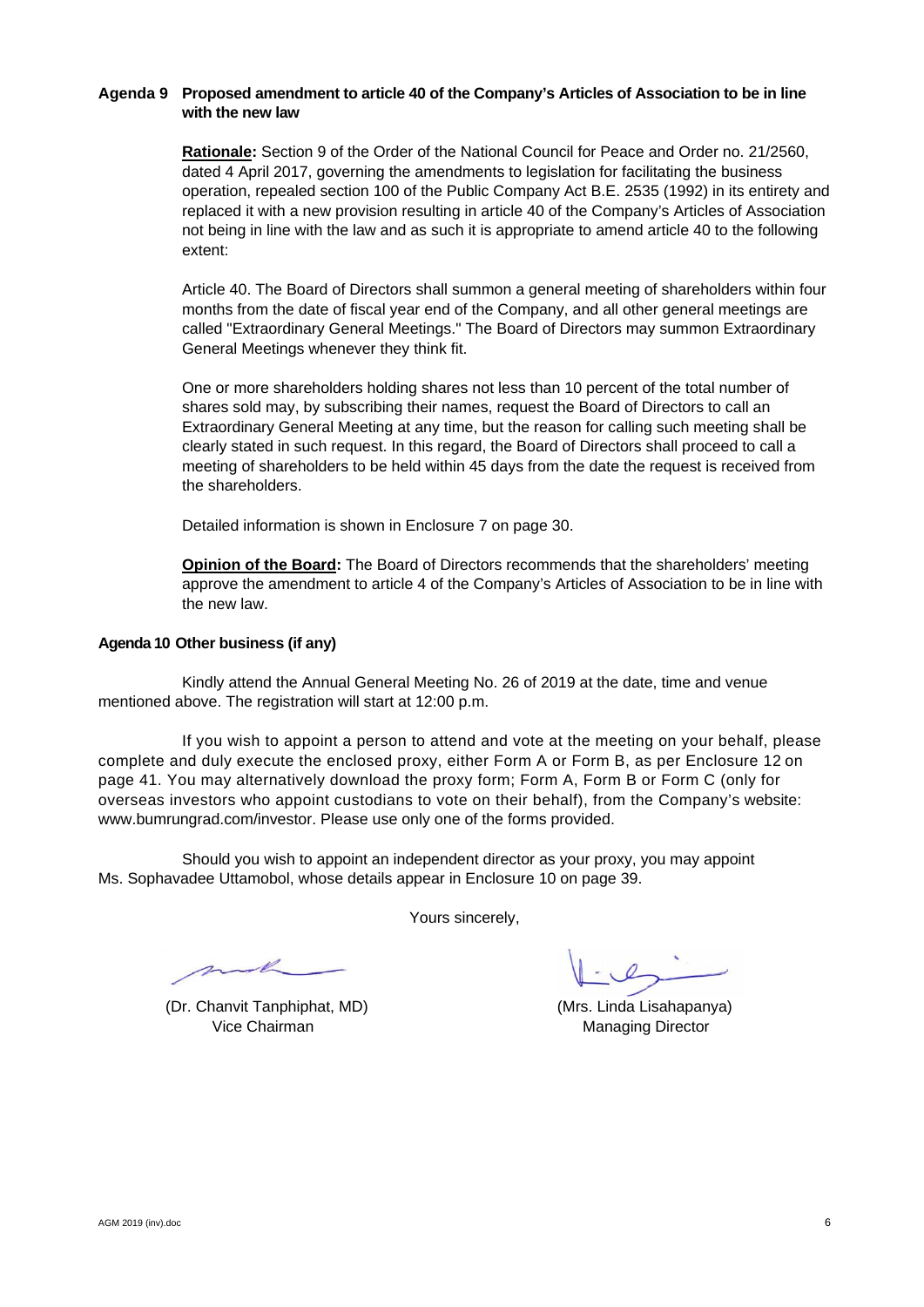**Agenda 9 Proposed amendment to article 40 of the Company's Articles of Association to be in line with the new law**

**Rationale:** Section 9 of the Order of the National Council for Peace and Order no. 21/2560, dated 4 April 2017, governing the amendments to legislation for facilitating the business operation, repealed section 100 of the Public Company Act B.E. 2535 (1992) in its entirety and replaced it with a new provision resulting in article 40 of the Company's Articles of Association not being in line with the law and as such it is appropriate to amend article 40 to the following extent:

Article 40. The Board of Directors shall summon a general meeting of shareholders within four months from the date of fiscal year end of the Company, and all other general meetings are called "Extraordinary General Meetings." The Board of Directors may summon Extraordinary General Meetings whenever they think fit.

One or more shareholders holding shares not less than 10 percent of the total number of shares sold may, by subscribing their names, request the Board of Directors to call an Extraordinary General Meeting at any time, but the reason for calling such meeting shall be clearly stated in such request. In this regard, the Board of Directors shall proceed to call a meeting of shareholders to be held within 45 days from the date the request is received from the shareholders.

Detailed information is shown in Enclosure 7 on page 30.

**Opinion of the Board:** The Board of Directors recommends that the shareholders' meeting approve the amendment to article 4 of the Company's Articles of Association to be in line with the new law.

**Agenda 10 Other business (if any)**

Kindly attend the Annual General Meeting No. 26 of 2019 at the date, time and venue mentioned above. The registration will start at 12:00 p.m.

If you wish to appoint a person to attend and vote at the meeting on your behalf, please complete and duly execute the enclosed proxy, either Form A or Form B, as per Enclosure 12 on page 41. You may alternatively download the proxy form; Form A, Form B or Form C (only for overseas investors who appoint custodians to vote on their behalf), from the Company's website: www.bumrungrad.com/investor. Please use only one of the forms provided.

Should you wish to appoint an independent director as your proxy, you may appoint Ms. Sophavadee Uttamobol, whose details appear in Enclosure 10 on page 39.

Yours sincerely,

(Dr. Chanvit Tanphiphat, MD)
Vice Chairman

(Mrs. Linda Lisahapanya)
Managing Director

AGM 2019 (inv).doc